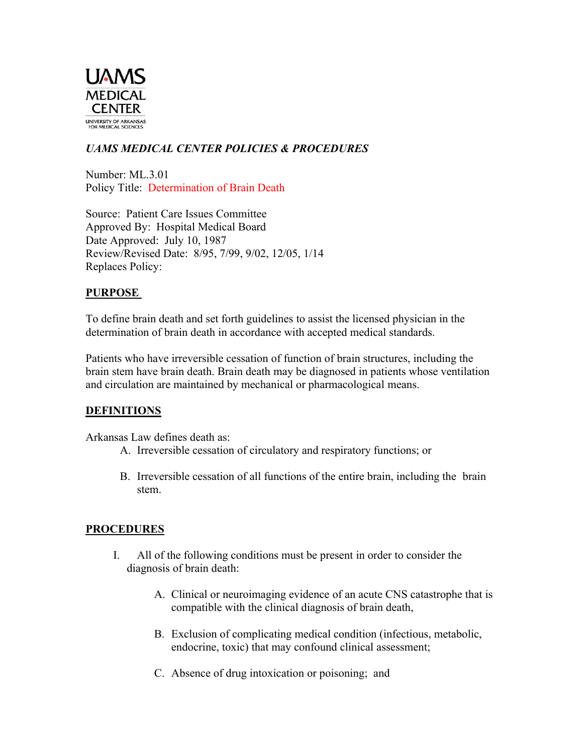UAMS MEDICAL CENTER
UNIVERSITY OF ARKANSAS FOR MEDICAL SCIENCES

***UAMS MEDICAL CENTER POLICIES & PROCEDURES***

Number: ML.3.01
Policy Title: Determination of Brain Death

Source: Patient Care Issues Committee
Approved By: Hospital Medical Board
Date Approved: July 10, 1987
Review/Revised Date: 8/95, 7/99, 9/02, 12/05, 1/14
Replaces Policy:

## PURPOSE

To define brain death and set forth guidelines to assist the licensed physician in the determination of brain death in accordance with accepted medical standards.

Patients who have irreversible cessation of function of brain structures, including the brain stem have brain death. Brain death may be diagnosed in patients whose ventilation and circulation are maintained by mechanical or pharmacological means.

## DEFINITIONS

Arkansas Law defines death as:

A. Irreversible cessation of circulatory and respiratory functions; or

B. Irreversible cessation of all functions of the entire brain, including the brain stem.

## PROCEDURES

I. All of the following conditions must be present in order to consider the diagnosis of brain death:

   A. Clinical or neuroimaging evidence of an acute CNS catastrophe that is compatible with the clinical diagnosis of brain death,

   B. Exclusion of complicating medical condition (infectious, metabolic, endocrine, toxic) that may confound clinical assessment;

   C. Absence of drug intoxication or poisoning; and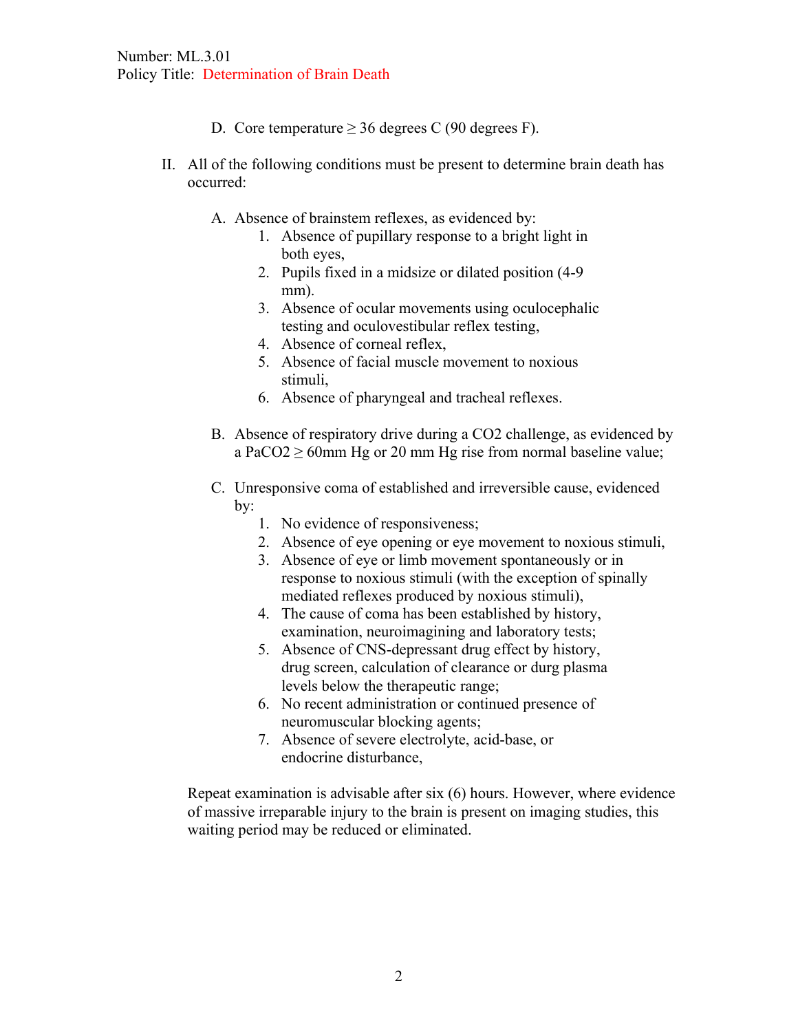D. Core temperature ≥ 36 degrees C (90 degrees F).

II. All of the following conditions must be present to determine brain death has occurred:

A. Absence of brainstem reflexes, as evidenced by:
   1. Absence of pupillary response to a bright light in both eyes,
   2. Pupils fixed in a midsize or dilated position (4-9 mm).
   3. Absence of ocular movements using oculocephalic testing and oculovestibular reflex testing,
   4. Absence of corneal reflex,
   5. Absence of facial muscle movement to noxious stimuli,
   6. Absence of pharyngeal and tracheal reflexes.

B. Absence of respiratory drive during a $CO_2$ challenge, as evidenced by a $PaCO_2 \geq 60$mm Hg or 20 mm Hg rise from normal baseline value;

C. Unresponsive coma of established and irreversible cause, evidenced by:
   1. No evidence of responsiveness;
   2. Absence of eye opening or eye movement to noxious stimuli,
   3. Absence of eye or limb movement spontaneously or in response to noxious stimuli (with the exception of spinally mediated reflexes produced by noxious stimuli),
   4. The cause of coma has been established by history, examination, neuroimagining and laboratory tests;
   5. Absence of CNS-depressant drug effect by history, drug screen, calculation of clearance or durg plasma levels below the therapeutic range;
   6. No recent administration or continued presence of neuromuscular blocking agents;
   7. Absence of severe electrolyte, acid-base, or endocrine disturbance,

Repeat examination is advisable after six (6) hours. However, where evidence of massive irreparable injury to the brain is present on imaging studies, this waiting period may be reduced or eliminated.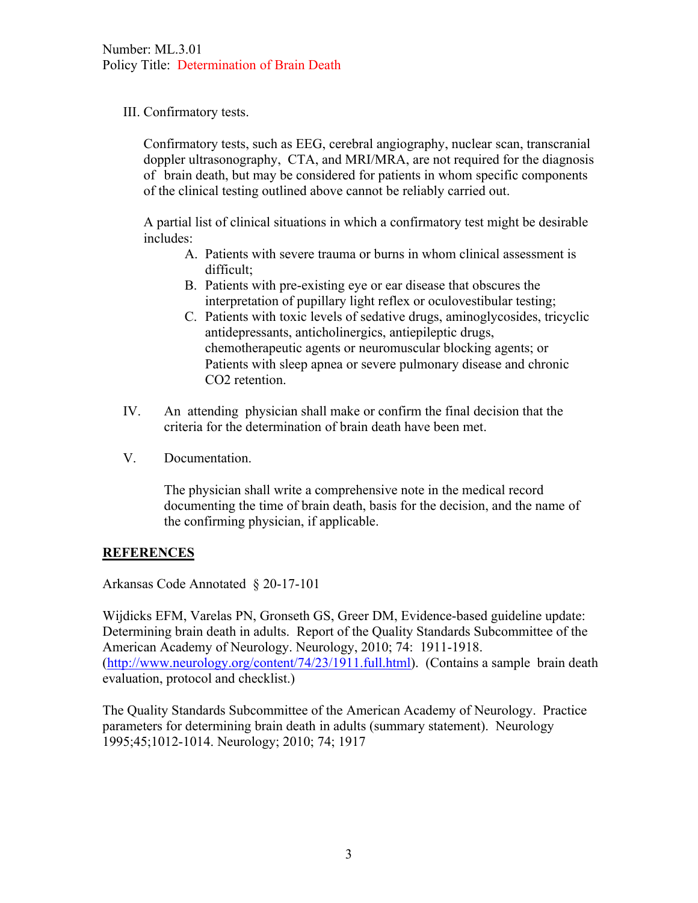III. Confirmatory tests.

Confirmatory tests, such as EEG, cerebral angiography, nuclear scan, transcranial doppler ultrasonography, CTA, and MRI/MRA, are not required for the diagnosis of brain death, but may be considered for patients in whom specific components of the clinical testing outlined above cannot be reliably carried out.

A partial list of clinical situations in which a confirmatory test might be desirable includes:

A. Patients with severe trauma or burns in whom clinical assessment is difficult;
B. Patients with pre-existing eye or ear disease that obscures the interpretation of pupillary light reflex or oculovestibular testing;
C. Patients with toxic levels of sedative drugs, aminoglycosides, tricyclic antidepressants, anticholinergics, antiepileptic drugs, chemotherapeutic agents or neuromuscular blocking agents; or Patients with sleep apnea or severe pulmonary disease and chronic $CO_2$ retention.

IV. An attending physician shall make or confirm the final decision that the criteria for the determination of brain death have been met.

V. Documentation.

The physician shall write a comprehensive note in the medical record documenting the time of brain death, basis for the decision, and the name of the confirming physician, if applicable.

## REFERENCES

Arkansas Code Annotated § 20-17-101

Wijdicks EFM, Varelas PN, Gronseth GS, Greer DM, Evidence-based guideline update: Determining brain death in adults. Report of the Quality Standards Subcommittee of the American Academy of Neurology. Neurology, 2010; 74: 1911-1918. (http://www.neurology.org/content/74/23/1911.full.html). (Contains a sample brain death evaluation, protocol and checklist.)

The Quality Standards Subcommittee of the American Academy of Neurology. Practice parameters for determining brain death in adults (summary statement). Neurology 1995;45;1012-1014. Neurology; 2010; 74; 1917